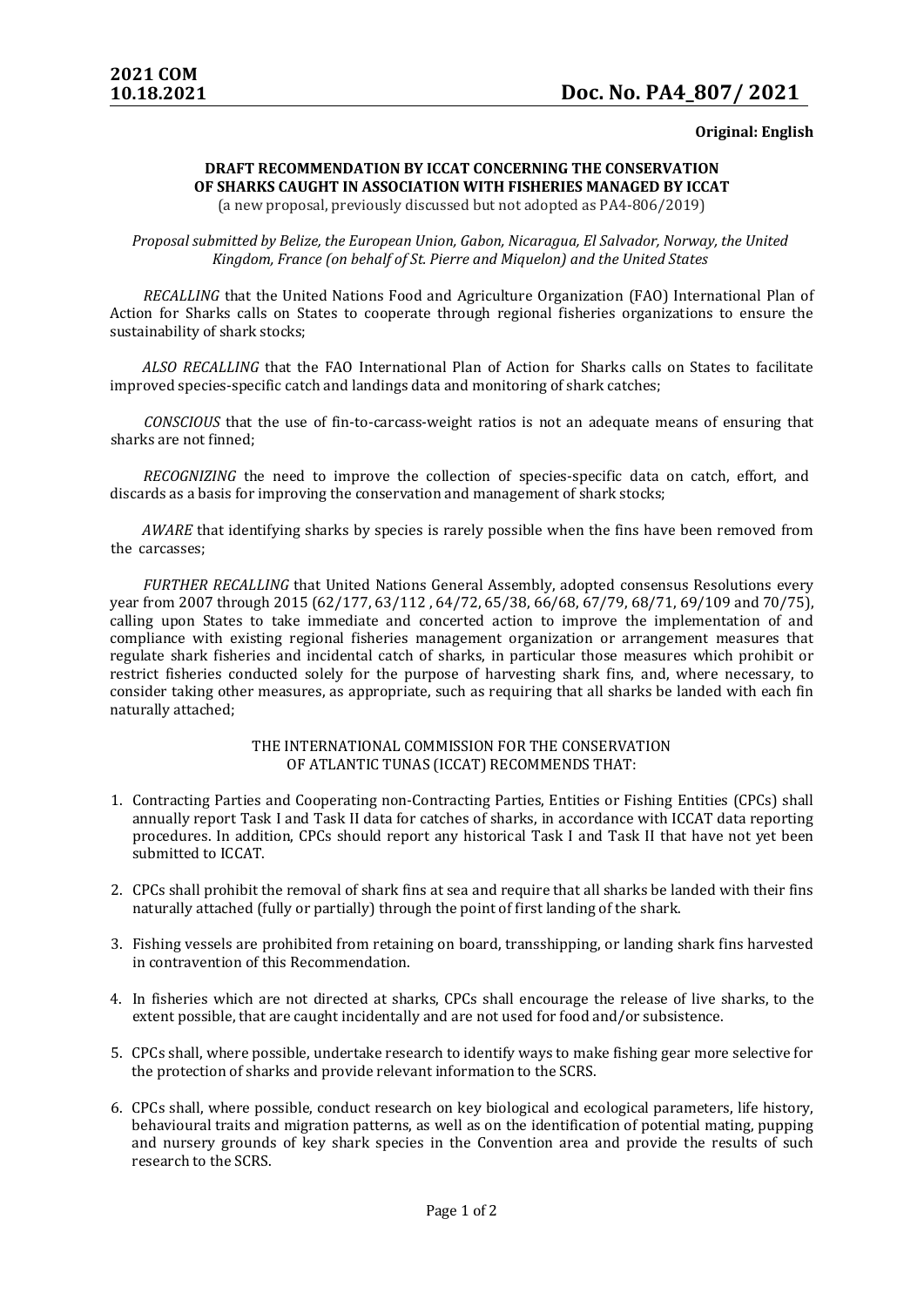**2021 COM**
**10.18.2021**

# Doc. No. PA4_807/ 2021

**Original: English**

**DRAFT RECOMMENDATION BY ICCAT CONCERNING THE CONSERVATION OF SHARKS CAUGHT IN ASSOCIATION WITH FISHERIES MANAGED BY ICCAT**
(a new proposal, previously discussed but not adopted as PA4-806/2019)

*Proposal submitted by Belize, the European Union, Gabon, Nicaragua, El Salvador, Norway, the United Kingdom, France (on behalf of St. Pierre and Miquelon) and the United States*

*RECALLING* that the United Nations Food and Agriculture Organization (FAO) International Plan of Action for Sharks calls on States to cooperate through regional fisheries organizations to ensure the sustainability of shark stocks;

*ALSO RECALLING* that the FAO International Plan of Action for Sharks calls on States to facilitate improved species-specific catch and landings data and monitoring of shark catches;

*CONSCIOUS* that the use of fin-to-carcass-weight ratios is not an adequate means of ensuring that sharks are not finned;

*RECOGNIZING* the need to improve the collection of species-specific data on catch, effort, and discards as a basis for improving the conservation and management of shark stocks;

*AWARE* that identifying sharks by species is rarely possible when the fins have been removed from the carcasses;

*FURTHER RECALLING* that United Nations General Assembly, adopted consensus Resolutions every year from 2007 through 2015 (62/177, 63/112 , 64/72, 65/38, 66/68, 67/79, 68/71, 69/109 and 70/75), calling upon States to take immediate and concerted action to improve the implementation of and compliance with existing regional fisheries management organization or arrangement measures that regulate shark fisheries and incidental catch of sharks, in particular those measures which prohibit or restrict fisheries conducted solely for the purpose of harvesting shark fins, and, where necessary, to consider taking other measures, as appropriate, such as requiring that all sharks be landed with each fin naturally attached;

THE INTERNATIONAL COMMISSION FOR THE CONSERVATION OF ATLANTIC TUNAS (ICCAT) RECOMMENDS THAT:

1. Contracting Parties and Cooperating non-Contracting Parties, Entities or Fishing Entities (CPCs) shall annually report Task I and Task II data for catches of sharks, in accordance with ICCAT data reporting procedures. In addition, CPCs should report any historical Task I and Task II that have not yet been submitted to ICCAT.

2. CPCs shall prohibit the removal of shark fins at sea and require that all sharks be landed with their fins naturally attached (fully or partially) through the point of first landing of the shark.

3. Fishing vessels are prohibited from retaining on board, transshipping, or landing shark fins harvested in contravention of this Recommendation.

4. In fisheries which are not directed at sharks, CPCs shall encourage the release of live sharks, to the extent possible, that are caught incidentally and are not used for food and/or subsistence.

5. CPCs shall, where possible, undertake research to identify ways to make fishing gear more selective for the protection of sharks and provide relevant information to the SCRS.

6. CPCs shall, where possible, conduct research on key biological and ecological parameters, life history, behavioural traits and migration patterns, as well as on the identification of potential mating, pupping and nursery grounds of key shark species in the Convention area and provide the results of such research to the SCRS.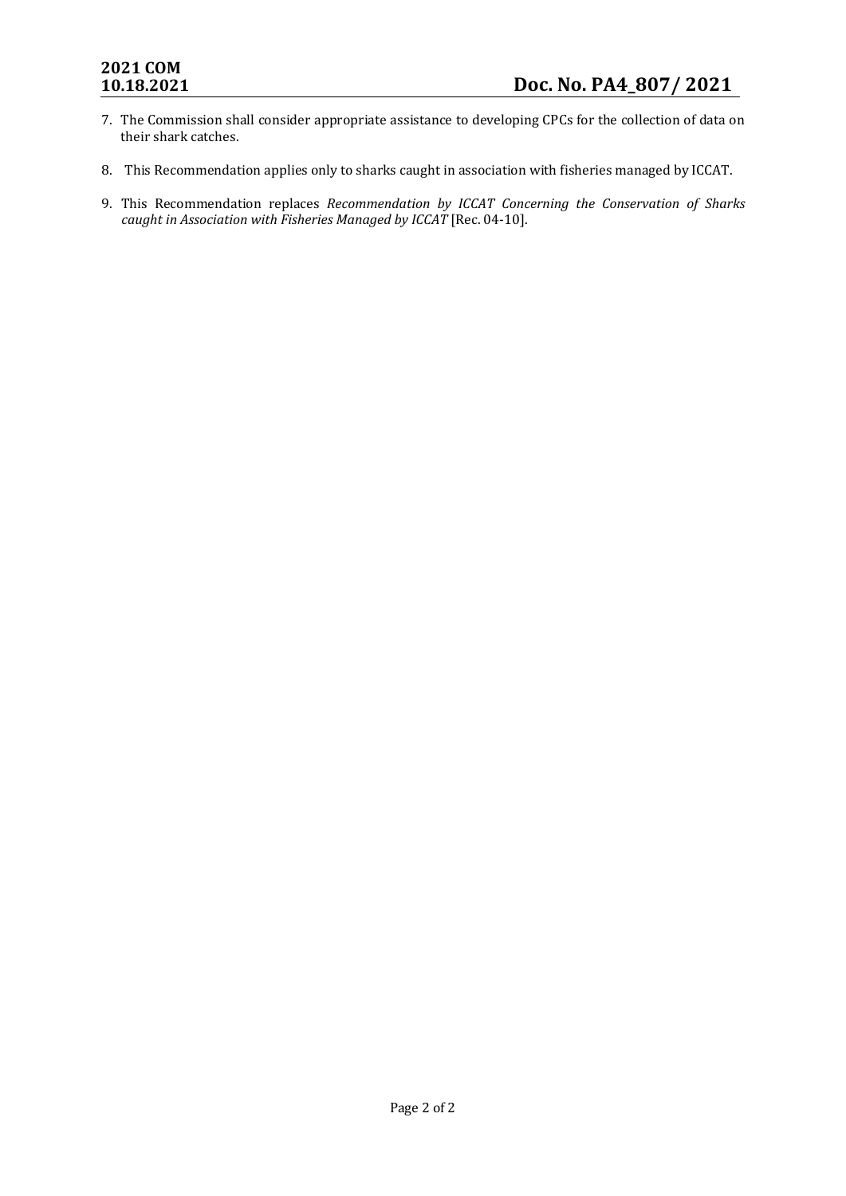7. The Commission shall consider appropriate assistance to developing CPCs for the collection of data on their shark catches.

8. This Recommendation applies only to sharks caught in association with fisheries managed by ICCAT.

9. This Recommendation replaces *Recommendation by ICCAT Concerning the Conservation of Sharks caught in Association with Fisheries Managed by ICCAT* [Rec. 04-10].